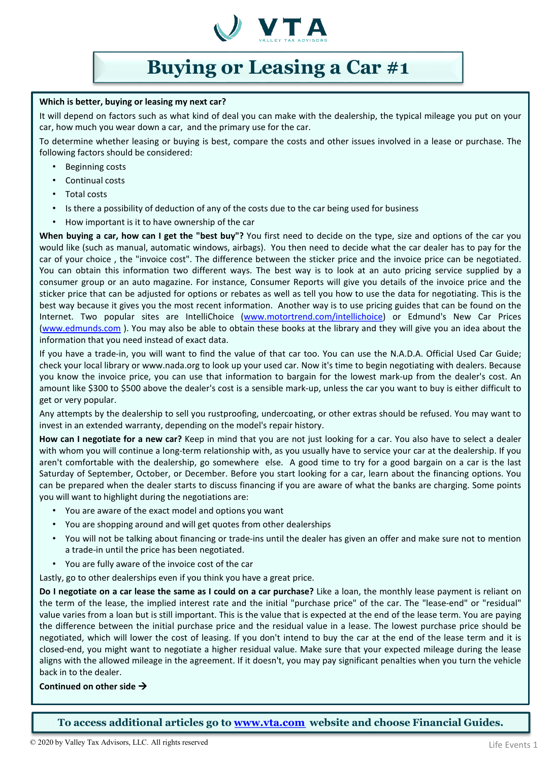VTA

VALLEY TAX ADVISORS

# Buying or Leasing a Car #1

**Which is better, buying or leasing my next car?**

It will depend on factors such as what kind of deal you can make with the dealership, the typical mileage you put on your car, how much you wear down a car, and the primary use for the car.

To determine whether leasing or buying is best, compare the costs and other issues involved in a lease or purchase. The following factors should be considered:

- Beginning costs
- Continual costs
- Total costs
- Is there a possibility of deduction of any of the costs due to the car being used for business
- How important is it to have ownership of the car

**When buying a car, how can I get the "best buy"?** You first need to decide on the type, size and options of the car you would like (such as manual, automatic windows, airbags). You then need to decide what the car dealer has to pay for the car of your choice , the "invoice cost". The difference between the sticker price and the invoice price can be negotiated. You can obtain this information two different ways. The best way is to look at an auto pricing service supplied by a consumer group or an auto magazine. For instance, Consumer Reports will give you details of the invoice price and the sticker price that can be adjusted for options or rebates as well as tell you how to use the data for negotiating. This is the best way because it gives you the most recent information. Another way is to use pricing guides that can be found on the Internet. Two popular sites are IntelliChoice (www.motortrend.com/intellichoice) or Edmund's New Car Prices (www.edmunds.com ). You may also be able to obtain these books at the library and they will give you an idea about the information that you need instead of exact data.

If you have a trade-in, you will want to find the value of that car too. You can use the N.A.D.A. Official Used Car Guide; check your local library or www.nada.org to look up your used car. Now it's time to begin negotiating with dealers. Because you know the invoice price, you can use that information to bargain for the lowest mark-up from the dealer's cost. An amount like $300 to $500 above the dealer's cost is a sensible mark-up, unless the car you want to buy is either difficult to get or very popular.

Any attempts by the dealership to sell you rustproofing, undercoating, or other extras should be refused. You may want to invest in an extended warranty, depending on the model's repair history.

**How can I negotiate for a new car?** Keep in mind that you are not just looking for a car. You also have to select a dealer with whom you will continue a long-term relationship with, as you usually have to service your car at the dealership. If you aren't comfortable with the dealership, go somewhere else. A good time to try for a good bargain on a car is the last Saturday of September, October, or December. Before you start looking for a car, learn about the financing options. You can be prepared when the dealer starts to discuss financing if you are aware of what the banks are charging. Some points you will want to highlight during the negotiations are:

- You are aware of the exact model and options you want
- You are shopping around and will get quotes from other dealerships
- You will not be talking about financing or trade-ins until the dealer has given an offer and make sure not to mention a trade-in until the price has been negotiated.
- You are fully aware of the invoice cost of the car

Lastly, go to other dealerships even if you think you have a great price.

**Do I negotiate on a car lease the same as I could on a car purchase?** Like a loan, the monthly lease payment is reliant on the term of the lease, the implied interest rate and the initial "purchase price" of the car. The "lease-end" or "residual" value varies from a loan but is still important. This is the value that is expected at the end of the lease term. You are paying the difference between the initial purchase price and the residual value in a lease. The lowest purchase price should be negotiated, which will lower the cost of leasing. If you don't intend to buy the car at the end of the lease term and it is closed-end, you might want to negotiate a higher residual value. Make sure that your expected mileage during the lease aligns with the allowed mileage in the agreement. If it doesn't, you may pay significant penalties when you turn the vehicle back in to the dealer.

**Continued on other side →**

**To access additional articles go to www.vta.com website and choose Financial Guides.**

© 2020 by Valley Tax Advisors, LLC. All rights reserved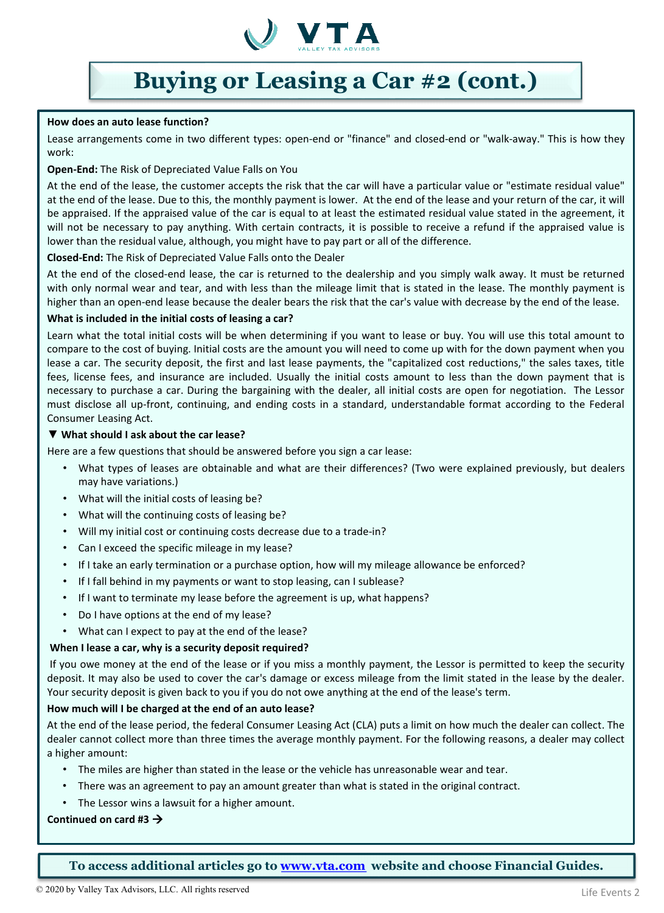# Buying or Leasing a Car #2 (cont.)

**How does an auto lease function?**

Lease arrangements come in two different types: open-end or "finance" and closed-end or "walk-away." This is how they work:

**Open-End:** The Risk of Depreciated Value Falls on You

At the end of the lease, the customer accepts the risk that the car will have a particular value or "estimate residual value" at the end of the lease. Due to this, the monthly payment is lower. At the end of the lease and your return of the car, it will be appraised. If the appraised value of the car is equal to at least the estimated residual value stated in the agreement, it will not be necessary to pay anything. With certain contracts, it is possible to receive a refund if the appraised value is lower than the residual value, although, you might have to pay part or all of the difference.

**Closed-End:** The Risk of Depreciated Value Falls onto the Dealer

At the end of the closed-end lease, the car is returned to the dealership and you simply walk away. It must be returned with only normal wear and tear, and with less than the mileage limit that is stated in the lease. The monthly payment is higher than an open-end lease because the dealer bears the risk that the car's value with decrease by the end of the lease.

**What is included in the initial costs of leasing a car?**

Learn what the total initial costs will be when determining if you want to lease or buy. You will use this total amount to compare to the cost of buying. Initial costs are the amount you will need to come up with for the down payment when you lease a car. The security deposit, the first and last lease payments, the "capitalized cost reductions," the sales taxes, title fees, license fees, and insurance are included. Usually the initial costs amount to less than the down payment that is necessary to purchase a car. During the bargaining with the dealer, all initial costs are open for negotiation. The Lessor must disclose all up-front, continuing, and ending costs in a standard, understandable format according to the Federal Consumer Leasing Act.

**▼ What should I ask about the car lease?**

Here are a few questions that should be answered before you sign a car lease:

- What types of leases are obtainable and what are their differences? (Two were explained previously, but dealers may have variations.)
- What will the initial costs of leasing be?
- What will the continuing costs of leasing be?
- Will my initial cost or continuing costs decrease due to a trade-in?
- Can I exceed the specific mileage in my lease?
- If I take an early termination or a purchase option, how will my mileage allowance be enforced?
- If I fall behind in my payments or want to stop leasing, can I sublease?
- If I want to terminate my lease before the agreement is up, what happens?
- Do I have options at the end of my lease?
- What can I expect to pay at the end of the lease?

**When I lease a car, why is a security deposit required?**

If you owe money at the end of the lease or if you miss a monthly payment, the Lessor is permitted to keep the security deposit. It may also be used to cover the car's damage or excess mileage from the limit stated in the lease by the dealer. Your security deposit is given back to you if you do not owe anything at the end of the lease's term.

**How much will I be charged at the end of an auto lease?**

At the end of the lease period, the federal Consumer Leasing Act (CLA) puts a limit on how much the dealer can collect. The dealer cannot collect more than three times the average monthly payment. For the following reasons, a dealer may collect a higher amount:

- The miles are higher than stated in the lease or the vehicle has unreasonable wear and tear.
- There was an agreement to pay an amount greater than what is stated in the original contract.
- The Lessor wins a lawsuit for a higher amount.

**Continued on card #3 →**

**To access additional articles go to [www.vta.com](http://www.vta.com) website and choose Financial Guides.**

© 2020 by Valley Tax Advisors, LLC. All rights reserved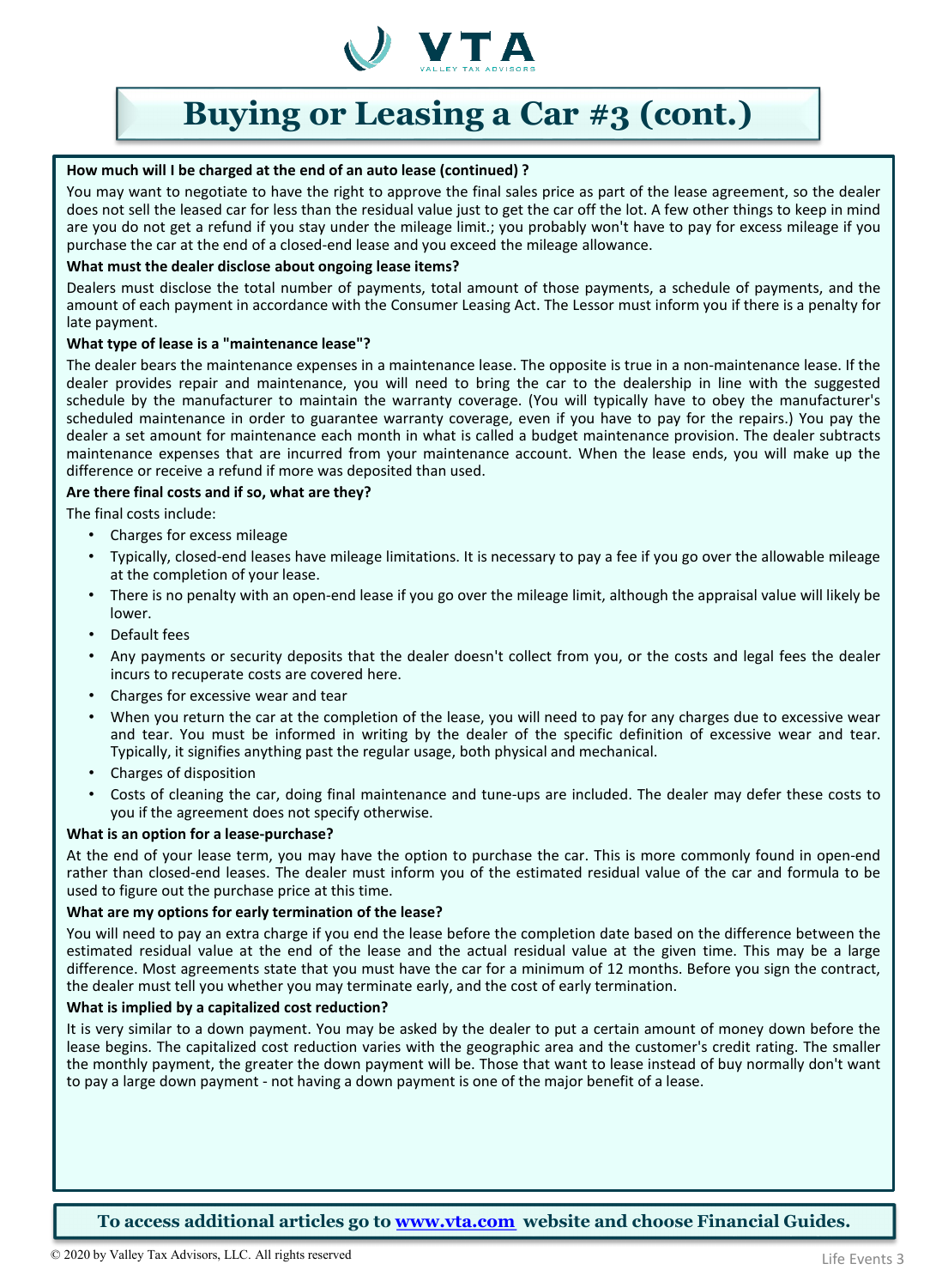# Buying or Leasing a Car #3 (cont.)

**How much will I be charged at the end of an auto lease (continued) ?**

You may want to negotiate to have the right to approve the final sales price as part of the lease agreement, so the dealer does not sell the leased car for less than the residual value just to get the car off the lot. A few other things to keep in mind are you do not get a refund if you stay under the mileage limit.; you probably won't have to pay for excess mileage if you purchase the car at the end of a closed-end lease and you exceed the mileage allowance.

**What must the dealer disclose about ongoing lease items?**

Dealers must disclose the total number of payments, total amount of those payments, a schedule of payments, and the amount of each payment in accordance with the Consumer Leasing Act. The Lessor must inform you if there is a penalty for late payment.

**What type of lease is a "maintenance lease"?**

The dealer bears the maintenance expenses in a maintenance lease. The opposite is true in a non-maintenance lease. If the dealer provides repair and maintenance, you will need to bring the car to the dealership in line with the suggested schedule by the manufacturer to maintain the warranty coverage. (You will typically have to obey the manufacturer's scheduled maintenance in order to guarantee warranty coverage, even if you have to pay for the repairs.) You pay the dealer a set amount for maintenance each month in what is called a budget maintenance provision. The dealer subtracts maintenance expenses that are incurred from your maintenance account. When the lease ends, you will make up the difference or receive a refund if more was deposited than used.

**Are there final costs and if so, what are they?**

The final costs include:

- Charges for excess mileage
- Typically, closed-end leases have mileage limitations. It is necessary to pay a fee if you go over the allowable mileage at the completion of your lease.
- There is no penalty with an open-end lease if you go over the mileage limit, although the appraisal value will likely be lower.
- Default fees
- Any payments or security deposits that the dealer doesn't collect from you, or the costs and legal fees the dealer incurs to recuperate costs are covered here.
- Charges for excessive wear and tear
- When you return the car at the completion of the lease, you will need to pay for any charges due to excessive wear and tear. You must be informed in writing by the dealer of the specific definition of excessive wear and tear. Typically, it signifies anything past the regular usage, both physical and mechanical.
- Charges of disposition
- Costs of cleaning the car, doing final maintenance and tune-ups are included. The dealer may defer these costs to you if the agreement does not specify otherwise.

**What is an option for a lease-purchase?**

At the end of your lease term, you may have the option to purchase the car. This is more commonly found in open-end rather than closed-end leases. The dealer must inform you of the estimated residual value of the car and formula to be used to figure out the purchase price at this time.

**What are my options for early termination of the lease?**

You will need to pay an extra charge if you end the lease before the completion date based on the difference between the estimated residual value at the end of the lease and the actual residual value at the given time. This may be a large difference. Most agreements state that you must have the car for a minimum of 12 months. Before you sign the contract, the dealer must tell you whether you may terminate early, and the cost of early termination.

**What is implied by a capitalized cost reduction?**

It is very similar to a down payment. You may be asked by the dealer to put a certain amount of money down before the lease begins. The capitalized cost reduction varies with the geographic area and the customer's credit rating. The smaller the monthly payment, the greater the down payment will be. Those that want to lease instead of buy normally don't want to pay a large down payment - not having a down payment is one of the major benefit of a lease.

**To access additional articles go to [www.vta.com](http://www.vta.com) website and choose Financial Guides.**

© 2020 by Valley Tax Advisors, LLC. All rights reserved